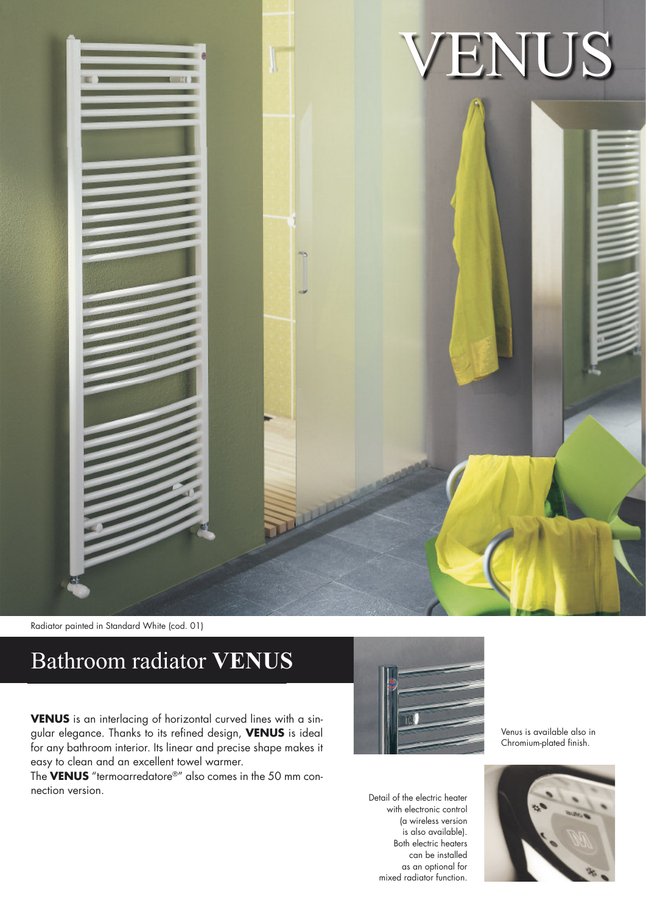# VENUS

Radiator painted in Standard White (cod. 01)

## Bathroom radiator VENUS

**VENUS** is an interlacing of horizontal curved lines with a singular elegance. Thanks to its refined design, **VENUS** is ideal for any bathroom interior. Its linear and precise shape makes it easy to clean and an excellent towel warmer.

The **VENUS** "termoarredatore®" also comes in the 50 mm connection version.

Venus is available also in Chromium-plated finish.

Detail of the electric heater with electronic control (a wireless version is also available). Both electric heaters can be installed as an optional for mixed radiator function.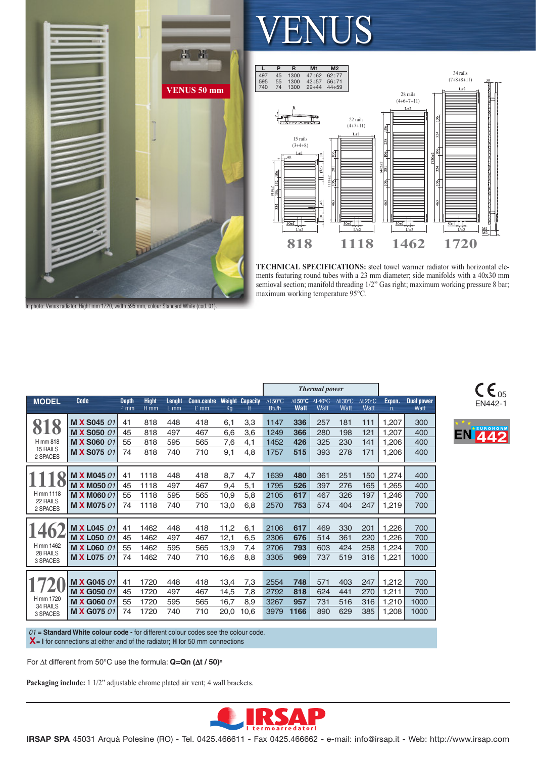# VENUS

VENUS 50 mm

| L | P | R | M1 | M2 |
|---|---|---|---|---|
| 497 | 45 | 1300 | 47÷62 | 62÷77 |
| 595 | 55 | 1300 | 42÷57 | 56÷71 |
| 740 | 74 | 1300 | 29÷44 | 44÷59 |

15 rails (3+4+8)

22 rails (4+7+11)

28 rails (4+6+7+11)

34 rails (7+8+8+11)

818 1118 1462 1720

In photo: Venus radiator. Hight mm 1720, width 595 mm, colour Standard White (cod. 01).

**TECHNICAL SPECIFICATIONS:** steel towel warmer radiator with horizontal elements featuring round tubes with a 23 mm diameter; side manifolds with a 40x30 mm semioval section; manifold threading 1/2" Gas right; maximum working pressure 8 bar; maximum working temperature 95°C.

| MODEL | Code | Depth P mm | Hight H mm | Lenght L mm | Conn.centre L' mm | Weight Kg | Capacity lt | Thermal power Δt 50°C Btu/h | Δt 50°C Watt | Δt 40°C Watt | Δt 30°C Watt | Δt 20°C Watt | Expon. n. | Dual power Watt |
|---|---|---|---|---|---|---|---|---|---|---|---|---|---|---|
| 818 H mm 818 15 RAILS 2 SPACES | M X S045 01 | 41 | 818 | 448 | 418 | 6,1 | 3,3 | 1147 | **336** | 257 | 181 | 111 | 1,207 | 300 |
| | M X S050 01 | 45 | 818 | 497 | 467 | 6,6 | 3,6 | 1249 | **366** | 280 | 198 | 121 | 1,207 | 400 |
| | M X S060 01 | 55 | 818 | 595 | 565 | 7,6 | 4,1 | 1452 | **426** | 325 | 230 | 141 | 1,206 | 400 |
| | M X S075 01 | 74 | 818 | 740 | 710 | 9,1 | 4,8 | 1757 | **515** | 393 | 278 | 171 | 1,206 | 400 |
| 1118 H mm 1118 22 RAILS 2 SPACES | M X M045 01 | 41 | 1118 | 448 | 418 | 8,7 | 4,7 | 1639 | **480** | 361 | 251 | 150 | 1,274 | 400 |
| | M X M050 01 | 45 | 1118 | 497 | 467 | 9,4 | 5,1 | 1795 | **526** | 397 | 276 | 165 | 1,265 | 400 |
| | M X M060 01 | 55 | 1118 | 595 | 565 | 10,9 | 5,8 | 2105 | **617** | 467 | 326 | 197 | 1,246 | 700 |
| | M X M075 01 | 74 | 1118 | 740 | 710 | 13,0 | 6,8 | 2570 | **753** | 574 | 404 | 247 | 1,219 | 700 |
| 1462 H mm 1462 28 RAILS 3 SPACES | M X L045 01 | 41 | 1462 | 448 | 418 | 11,2 | 6,1 | 2106 | **617** | 469 | 330 | 201 | 1,226 | 700 |
| | M X L050 01 | 45 | 1462 | 497 | 467 | 12,1 | 6,5 | 2306 | **676** | 514 | 361 | 220 | 1,226 | 700 |
| | M X L060 01 | 55 | 1462 | 595 | 565 | 13,9 | 7,4 | 2706 | **793** | 603 | 424 | 258 | 1,224 | 700 |
| | M X L075 01 | 74 | 1462 | 740 | 710 | 16,6 | 8,8 | 3305 | **969** | 737 | 519 | 316 | 1,221 | 1000 |
| 1720 H mm 1720 34 RAILS 3 SPACES | M X G045 01 | 41 | 1720 | 448 | 418 | 13,4 | 7,3 | 2554 | **748** | 571 | 403 | 247 | 1,212 | 700 |
| | M X G050 01 | 45 | 1720 | 497 | 467 | 14,5 | 7,8 | 2792 | **818** | 624 | 441 | 270 | 1,211 | 700 |
| | M X G060 01 | 55 | 1720 | 595 | 565 | 16,7 | 8,9 | 3267 | **957** | 731 | 516 | 316 | 1,210 | 1000 |
| | M X G075 01 | 74 | 1720 | 740 | 710 | 20,0 | 10,6 | 3979 | **1166** | 890 | 629 | 385 | 1,208 | 1000 |

CE 05 EN442-1

EN 442 EURONORM

*01* = **Standard White colour code -** for different colour codes see the colour code.
**X**= **I** for connections at either and of the radiator; **H** for 50 mm connections

For Δt different from 50°C use the formula: $Q=Qn\ (\Delta t / 50)^n$

**Packaging include:** 1 1/2" adjustable chrome plated air vent; 4 wall brackets.

IRSAP termoarredatori

**IRSAP SPA** 45031 Arquà Polesine (RO) - Tel. 0425.466611 - Fax 0425.466662 - e-mail: info@irsap.it - Web: http://www.irsap.com